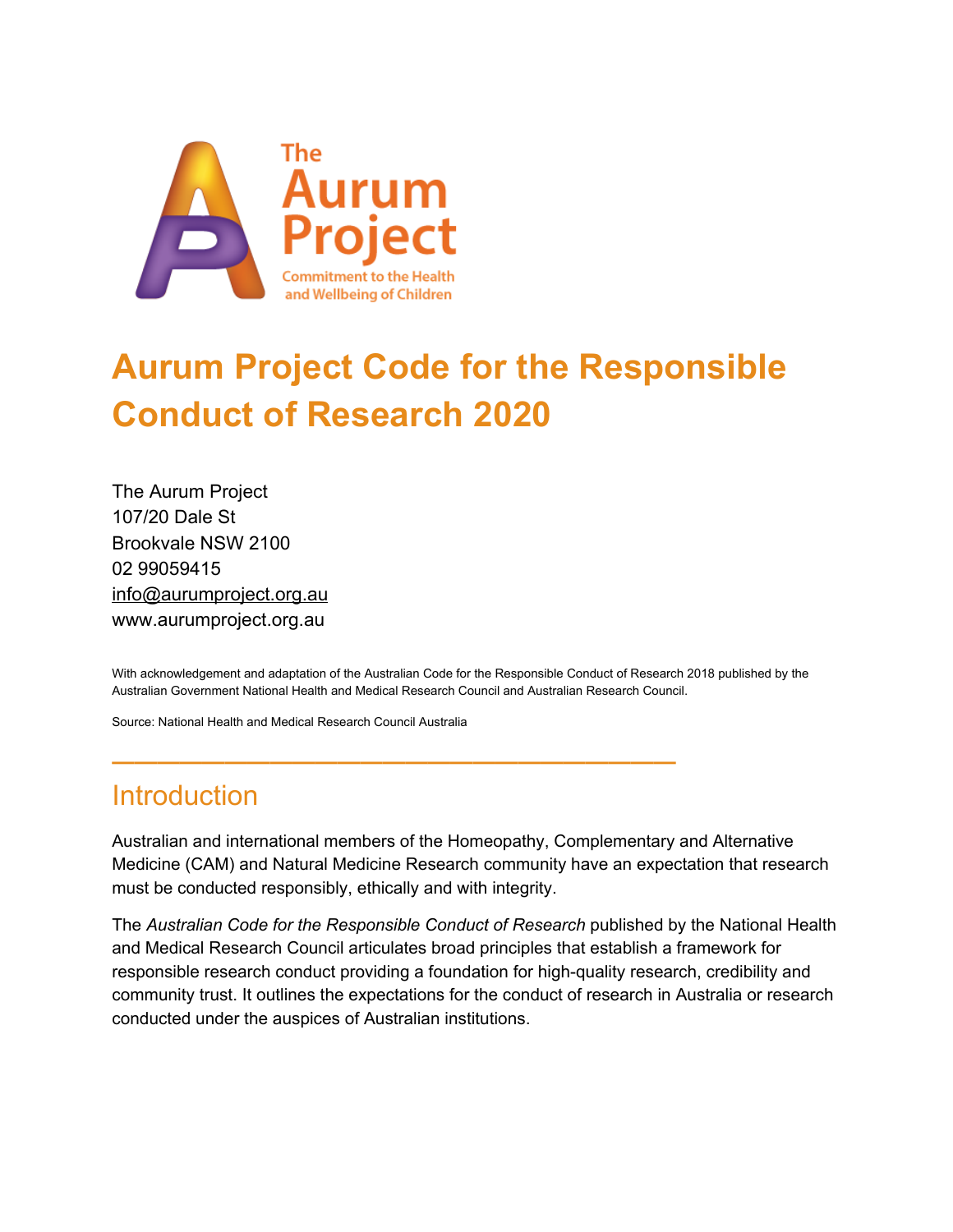The Aurum Project

Commitment to the Health and Wellbeing of Children

# Aurum Project Code for the Responsible Conduct of Research 2020

The Aurum Project
107/20 Dale St
Brookvale NSW 2100
02 99059415
info@aurumproject.org.au
www.aurumproject.org.au

With acknowledgement and adaptation of the Australian Code for the Responsible Conduct of Research 2018 published by the Australian Government National Health and Medical Research Council and Australian Research Council.

Source: National Health and Medical Research Council Australia

---

## Introduction

Australian and international members of the Homeopathy, Complementary and Alternative Medicine (CAM) and Natural Medicine Research community have an expectation that research must be conducted responsibly, ethically and with integrity.

The *Australian Code for the Responsible Conduct of Research* published by the National Health and Medical Research Council articulates broad principles that establish a framework for responsible research conduct providing a foundation for high-quality research, credibility and community trust. It outlines the expectations for the conduct of research in Australia or research conducted under the auspices of Australian institutions.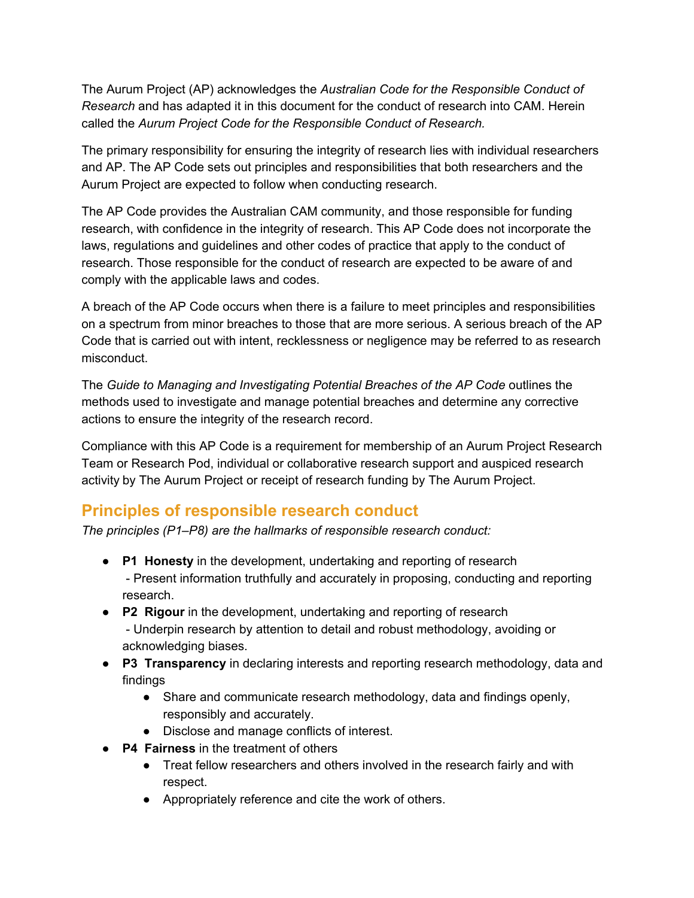The Aurum Project (AP) acknowledges the *Australian Code for the Responsible Conduct of Research* and has adapted it in this document for the conduct of research into CAM. Herein called the *Aurum Project Code for the Responsible Conduct of Research.*

The primary responsibility for ensuring the integrity of research lies with individual researchers and AP. The AP Code sets out principles and responsibilities that both researchers and the Aurum Project are expected to follow when conducting research.

The AP Code provides the Australian CAM community, and those responsible for funding research, with confidence in the integrity of research. This AP Code does not incorporate the laws, regulations and guidelines and other codes of practice that apply to the conduct of research. Those responsible for the conduct of research are expected to be aware of and comply with the applicable laws and codes.

A breach of the AP Code occurs when there is a failure to meet principles and responsibilities on a spectrum from minor breaches to those that are more serious. A serious breach of the AP Code that is carried out with intent, recklessness or negligence may be referred to as research misconduct.

The *Guide to Managing and Investigating Potential Breaches of the AP Code* outlines the methods used to investigate and manage potential breaches and determine any corrective actions to ensure the integrity of the research record.

Compliance with this AP Code is a requirement for membership of an Aurum Project Research Team or Research Pod, individual or collaborative research support and auspiced research activity by The Aurum Project or receipt of research funding by The Aurum Project.

## Principles of responsible research conduct

*The principles (P1–P8) are the hallmarks of responsible research conduct:*

- **P1 Honesty** in the development, undertaking and reporting of research
  - Present information truthfully and accurately in proposing, conducting and reporting research.
- **P2 Rigour** in the development, undertaking and reporting of research
  - Underpin research by attention to detail and robust methodology, avoiding or acknowledging biases.
- **P3 Transparency** in declaring interests and reporting research methodology, data and findings
  - Share and communicate research methodology, data and findings openly, responsibly and accurately.
  - Disclose and manage conflicts of interest.
- **P4 Fairness** in the treatment of others
  - Treat fellow researchers and others involved in the research fairly and with respect.
  - Appropriately reference and cite the work of others.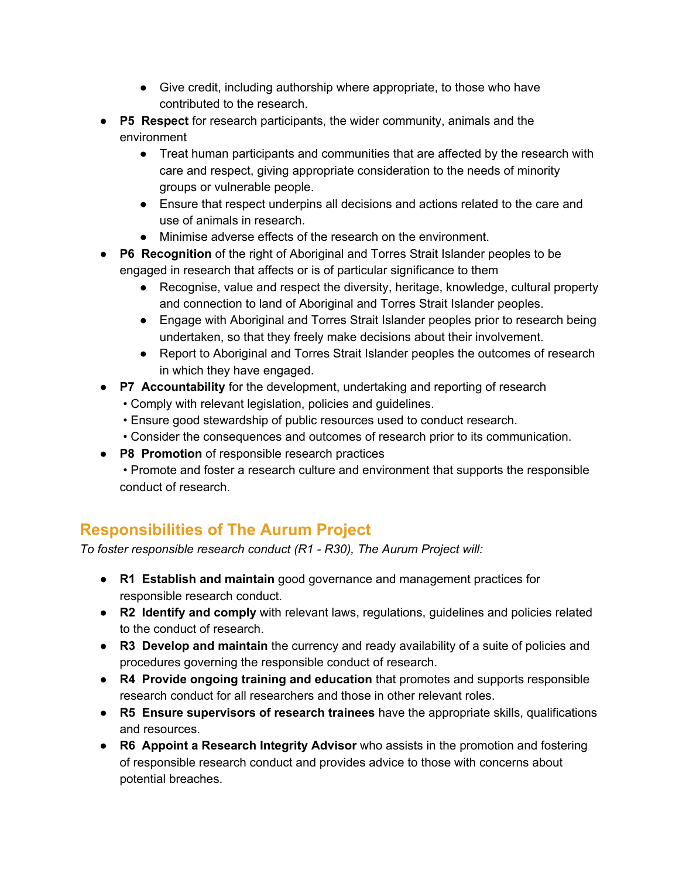- Give credit, including authorship where appropriate, to those who have contributed to the research.
- **P5 Respect** for research participants, the wider community, animals and the environment
    - Treat human participants and communities that are affected by the research with care and respect, giving appropriate consideration to the needs of minority groups or vulnerable people.
    - Ensure that respect underpins all decisions and actions related to the care and use of animals in research.
    - Minimise adverse effects of the research on the environment.
- **P6 Recognition** of the right of Aboriginal and Torres Strait Islander peoples to be engaged in research that affects or is of particular significance to them
    - Recognise, value and respect the diversity, heritage, knowledge, cultural property and connection to land of Aboriginal and Torres Strait Islander peoples.
    - Engage with Aboriginal and Torres Strait Islander peoples prior to research being undertaken, so that they freely make decisions about their involvement.
    - Report to Aboriginal and Torres Strait Islander peoples the outcomes of research in which they have engaged.
- **P7 Accountability** for the development, undertaking and reporting of research
    - Comply with relevant legislation, policies and guidelines.
    - Ensure good stewardship of public resources used to conduct research.
    - Consider the consequences and outcomes of research prior to its communication.
- **P8 Promotion** of responsible research practices
    - Promote and foster a research culture and environment that supports the responsible conduct of research.

## Responsibilities of The Aurum Project

*To foster responsible research conduct (R1 - R30), The Aurum Project will:*

- **R1 Establish and maintain** good governance and management practices for responsible research conduct.
- **R2 Identify and comply** with relevant laws, regulations, guidelines and policies related to the conduct of research.
- **R3 Develop and maintain** the currency and ready availability of a suite of policies and procedures governing the responsible conduct of research.
- **R4 Provide ongoing training and education** that promotes and supports responsible research conduct for all researchers and those in other relevant roles.
- **R5 Ensure supervisors of research trainees** have the appropriate skills, qualifications and resources.
- **R6 Appoint a Research Integrity Advisor** who assists in the promotion and fostering of responsible research conduct and provides advice to those with concerns about potential breaches.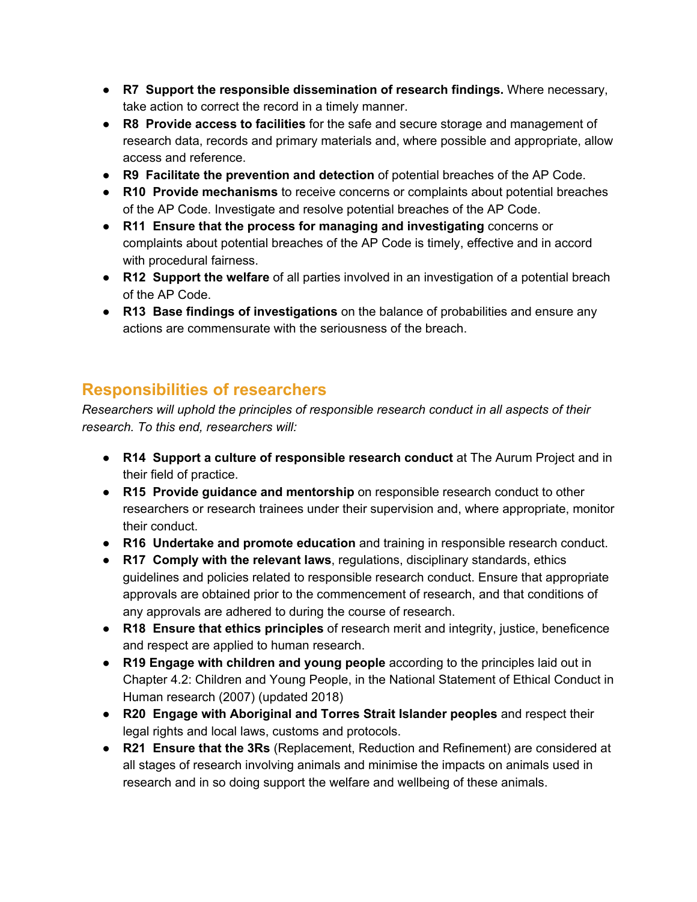- **R7 Support the responsible dissemination of research findings.** Where necessary, take action to correct the record in a timely manner.
- **R8 Provide access to facilities** for the safe and secure storage and management of research data, records and primary materials and, where possible and appropriate, allow access and reference.
- **R9 Facilitate the prevention and detection** of potential breaches of the AP Code.
- **R10 Provide mechanisms** to receive concerns or complaints about potential breaches of the AP Code. Investigate and resolve potential breaches of the AP Code.
- **R11 Ensure that the process for managing and investigating** concerns or complaints about potential breaches of the AP Code is timely, effective and in accord with procedural fairness.
- **R12 Support the welfare** of all parties involved in an investigation of a potential breach of the AP Code.
- **R13 Base findings of investigations** on the balance of probabilities and ensure any actions are commensurate with the seriousness of the breach.

## Responsibilities of researchers

*Researchers will uphold the principles of responsible research conduct in all aspects of their research. To this end, researchers will:*

- **R14 Support a culture of responsible research conduct** at The Aurum Project and in their field of practice.
- **R15 Provide guidance and mentorship** on responsible research conduct to other researchers or research trainees under their supervision and, where appropriate, monitor their conduct.
- **R16 Undertake and promote education** and training in responsible research conduct.
- **R17 Comply with the relevant laws**, regulations, disciplinary standards, ethics guidelines and policies related to responsible research conduct. Ensure that appropriate approvals are obtained prior to the commencement of research, and that conditions of any approvals are adhered to during the course of research.
- **R18 Ensure that ethics principles** of research merit and integrity, justice, beneficence and respect are applied to human research.
- **R19 Engage with children and young people** according to the principles laid out in Chapter 4.2: Children and Young People, in the National Statement of Ethical Conduct in Human research (2007) (updated 2018)
- **R20 Engage with Aboriginal and Torres Strait Islander peoples** and respect their legal rights and local laws, customs and protocols.
- **R21 Ensure that the 3Rs** (Replacement, Reduction and Refinement) are considered at all stages of research involving animals and minimise the impacts on animals used in research and in so doing support the welfare and wellbeing of these animals.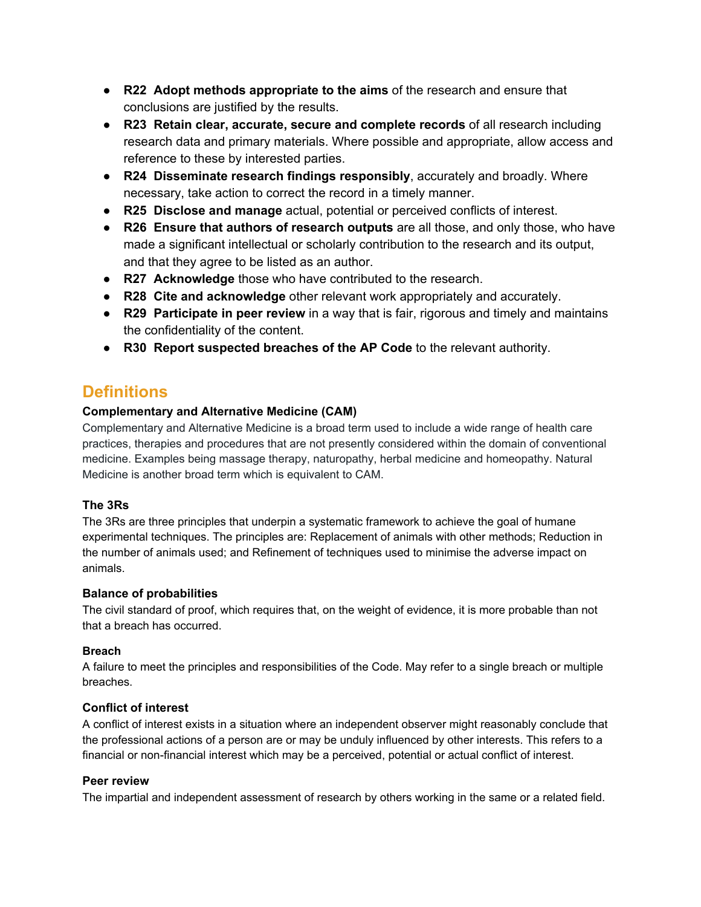- **R22 Adopt methods appropriate to the aims** of the research and ensure that conclusions are justified by the results.
- **R23 Retain clear, accurate, secure and complete records** of all research including research data and primary materials. Where possible and appropriate, allow access and reference to these by interested parties.
- **R24 Disseminate research findings responsibly**, accurately and broadly. Where necessary, take action to correct the record in a timely manner.
- **R25 Disclose and manage** actual, potential or perceived conflicts of interest.
- **R26 Ensure that authors of research outputs** are all those, and only those, who have made a significant intellectual or scholarly contribution to the research and its output, and that they agree to be listed as an author.
- **R27 Acknowledge** those who have contributed to the research.
- **R28 Cite and acknowledge** other relevant work appropriately and accurately.
- **R29 Participate in peer review** in a way that is fair, rigorous and timely and maintains the confidentiality of the content.
- **R30 Report suspected breaches of the AP Code** to the relevant authority.

## Definitions

**Complementary and Alternative Medicine (CAM)**

Complementary and Alternative Medicine is a broad term used to include a wide range of health care practices, therapies and procedures that are not presently considered within the domain of conventional medicine. Examples being massage therapy, naturopathy, herbal medicine and homeopathy. Natural Medicine is another broad term which is equivalent to CAM.

**The 3Rs**

The 3Rs are three principles that underpin a systematic framework to achieve the goal of humane experimental techniques. The principles are: Replacement of animals with other methods; Reduction in the number of animals used; and Refinement of techniques used to minimise the adverse impact on animals.

**Balance of probabilities**

The civil standard of proof, which requires that, on the weight of evidence, it is more probable than not that a breach has occurred.

**Breach**

A failure to meet the principles and responsibilities of the Code. May refer to a single breach or multiple breaches.

**Conflict of interest**

A conflict of interest exists in a situation where an independent observer might reasonably conclude that the professional actions of a person are or may be unduly influenced by other interests. This refers to a financial or non-financial interest which may be a perceived, potential or actual conflict of interest.

**Peer review**

The impartial and independent assessment of research by others working in the same or a related field.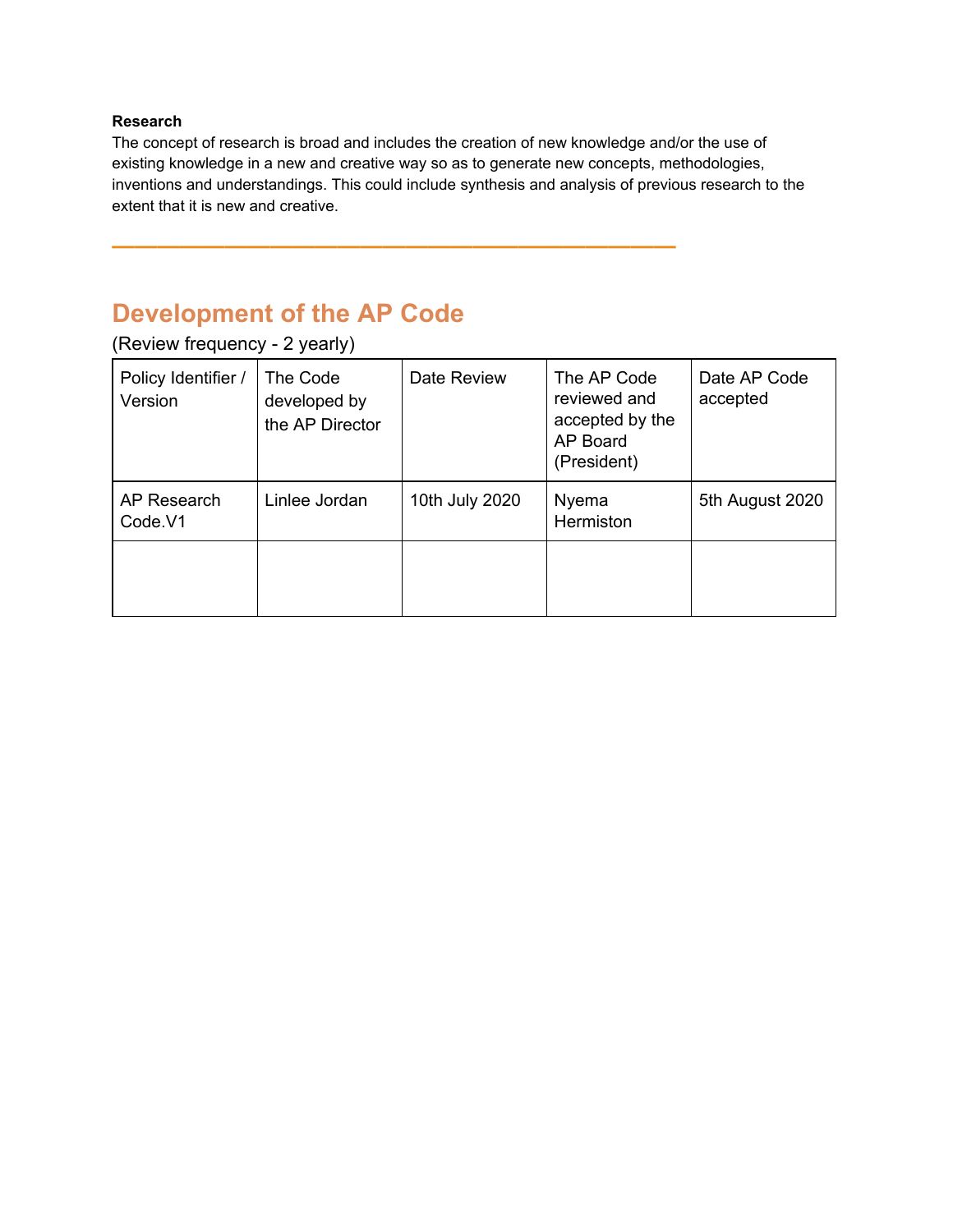**Research**

The concept of research is broad and includes the creation of new knowledge and/or the use of existing knowledge in a new and creative way so as to generate new concepts, methodologies, inventions and understandings. This could include synthesis and analysis of previous research to the extent that it is new and creative.

---

## Development of the AP Code

(Review frequency - 2 yearly)

| Policy Identifier / Version | The Code developed by the AP Director | Date Review | The AP Code reviewed and accepted by the AP Board (President) | Date AP Code accepted |
|---|---|---|---|---|
| AP Research Code.V1 | Linlee Jordan | 10th July 2020 | Nyema Hermiston | 5th August 2020 |
| | | | | |